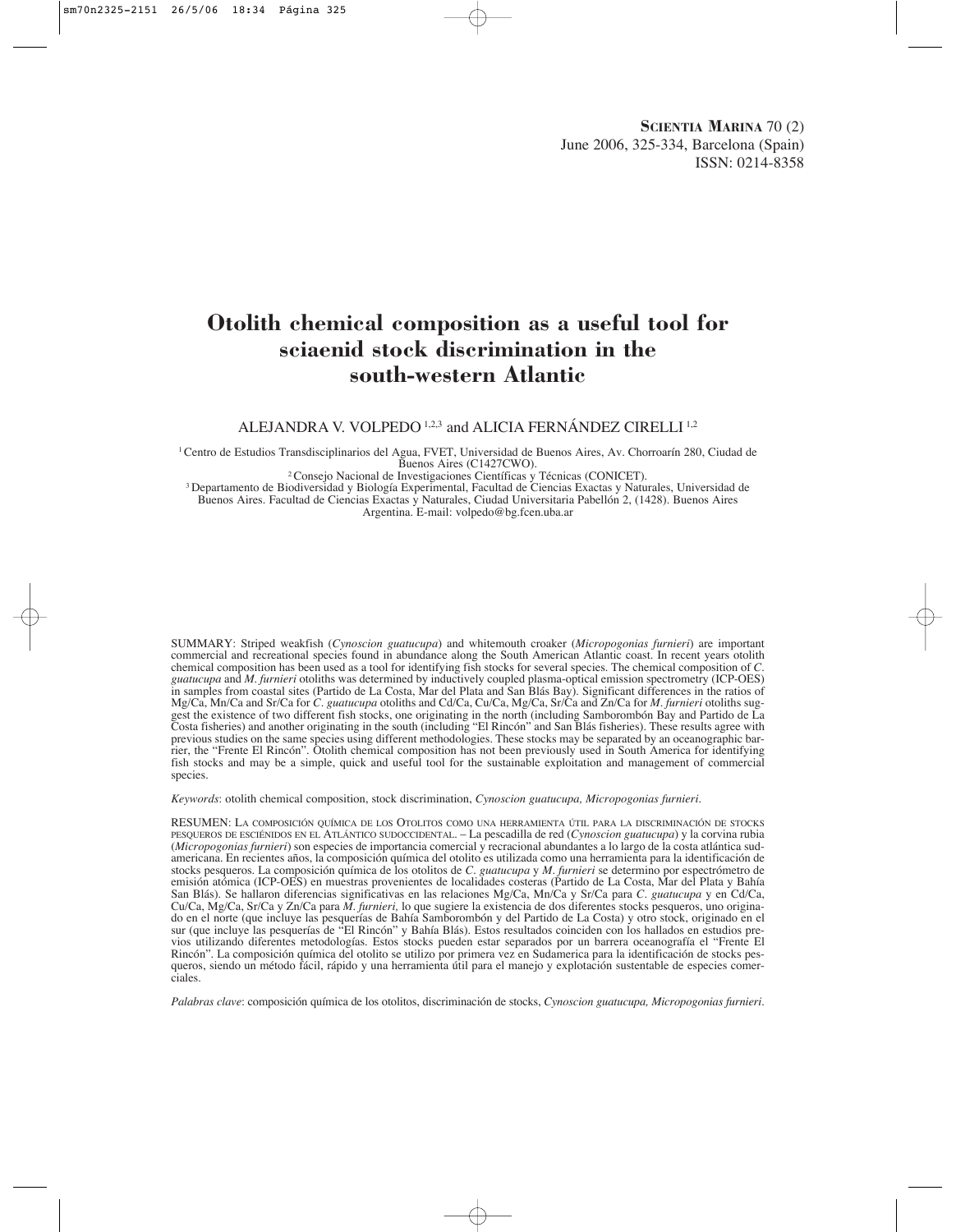# Otolith chemical composition as a useful tool for sciaenid stock discrimination in the south-western Atlantic

ALEJANDRA V. VOLPEDO [1,2,3] and ALICIA FERNÁNDEZ CIRELLI [1,2]

[1] Centro de Estudios Transdisciplinarios del Agua, FVET, Universidad de Buenos Aires, Av. Chorroarín 280, Ciudad de Buenos Aires (C1427CWO).
[2] Consejo Nacional de Investigaciones Científicas y Técnicas (CONICET).
[3] Departamento de Biodiversidad y Biología Experimental, Facultad de Ciencias Exactas y Naturales, Universidad de Buenos Aires. Facultad de Ciencias Exactas y Naturales, Ciudad Universitaria Pabellón 2, (1428). Buenos Aires Argentina. E-mail: volpedo@bg.fcen.uba.ar

SUMMARY: Striped weakfish (*Cynoscion guatucupa*) and whitemouth croaker (*Micropogonias furnieri*) are important commercial and recreational species found in abundance along the South American Atlantic coast. In recent years otolith chemical composition has been used as a tool for identifying fish stocks for several species. The chemical composition of *C. guatucupa* and *M. furnieri* otoliths was determined by inductively coupled plasma-optical emission spectrometry (ICP-OES) in samples from coastal sites (Partido de La Costa, Mar del Plata and San Blás Bay). Significant differences in the ratios of Mg/Ca, Mn/Ca and Sr/Ca for *C. guatucupa* otoliths and Cd/Ca, Cu/Ca, Mg/Ca, Sr/Ca and Zn/Ca for *M. furnieri* otoliths suggest the existence of two different fish stocks, one originating in the north (including Samborombón Bay and Partido de La Costa fisheries) and another originating in the south (including "El Rincón" and San Blás fisheries). These results agree with previous studies on the same species using different methodologies. These stocks may be separated by an oceanographic barrier, the "Frente El Rincón". Otolith chemical composition has not been previously used in South America for identifying fish stocks and may be a simple, quick and useful tool for the sustainable exploitation and management of commercial species.

*Keywords*: otolith chemical composition, stock discrimination, *Cynoscion guatucupa, Micropogonias furnieri*.

RESUMEN: LA COMPOSICIÓN QUÍMICA DE LOS OTOLITOS COMO UNA HERRAMIENTA ÚTIL PARA LA DISCRIMINACIÓN DE STOCKS PESQUEROS DE ESCIÉNIDOS EN EL ATLÁNTICO SUDOCCIDENTAL. – La pescadilla de red (*Cynoscion guatucupa*) y la corvina rubia (*Micropogonias furnieri*) son especies de importancia comercial y recracional abundantes a lo largo de la costa atlántica sudamericana. En recientes años, la composición química del otolito es utilizada como una herramienta para la identificación de stocks pesqueros. La composición química de los otolitos de *C. guatucupa* y *M. furnieri* se determino por espectrómetro de emisión atómica (ICP-OES) en muestras provenientes de localidades costeras (Partido de La Costa, Mar del Plata y Bahía San Blás). Se hallaron diferencias significativas en las relaciones Mg/Ca, Mn/Ca y Sr/Ca para *C. guatucupa* y en Cd/Ca, Cu/Ca, Mg/Ca, Sr/Ca y Zn/Ca para *M. furnieri*, lo que sugiere la existencia de dos diferentes stocks pesqueros, uno originado en el norte (que incluye las pesquerías de Bahía Samborombón y del Partido de La Costa) y otro stock, originado en el sur (que incluye las pesquerías de "El Rincón" y Bahía Blás). Estos resultados coinciden con los hallados en estudios previos utilizando diferentes metodologías. Estos stocks pueden estar separados por un barrera oceanografía el "Frente El Rincón". La composición química del otolito se utilizo por primera vez en Sudamerica para la identificación de stocks pesqueros, siendo un método fácil, rápido y una herramienta útil para el manejo y explotación sustentable de especies comerciales.

*Palabras clave*: composición química de los otolitos, discriminación de stocks, *Cynoscion guatucupa, Micropogonias furnieri*.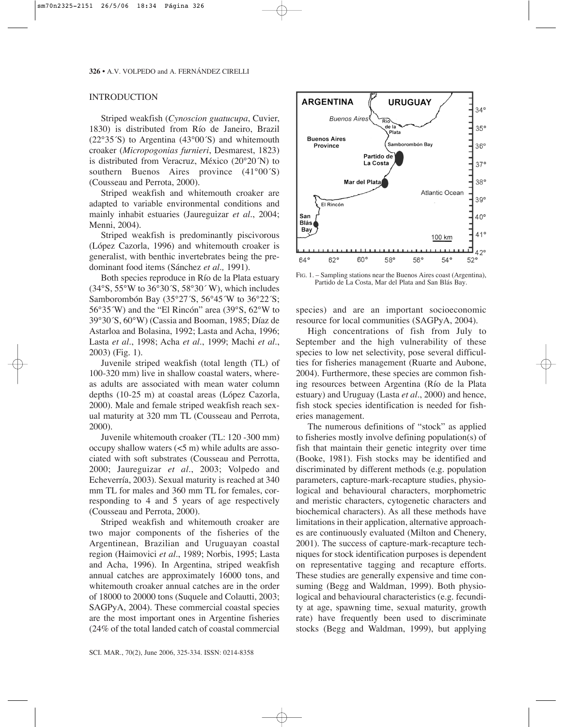## INTRODUCTION

Striped weakfish (*Cynoscion guatucupa*, Cuvier, 1830) is distributed from Río de Janeiro, Brazil (22°35´S) to Argentina (43°00´S) and whitemouth croaker (*Micropogonias furnieri*, Desmarest, 1823) is distributed from Veracruz, México (20°20´N) to southern Buenos Aires province (41°00´S) (Cousseau and Perrota, 2000).

Striped weakfish and whitemouth croaker are adapted to variable environmental conditions and mainly inhabit estuaries (Jaureguizar *et al*., 2004; Menni, 2004).

Striped weakfish is predominantly piscivorous (López Cazorla, 1996) and whitemouth croaker is generalist, with benthic invertebrates being the predominant food items (Sánchez *et al.,* 1991).

Both species reproduce in Río de la Plata estuary (34°S, 55°W to 36°30´S, 58°30´ W), which includes Samborombón Bay (35°27´S, 56°45´W to 36°22´S; 56°35´W) and the "El Rincón" area (39°S, 62°W to 39°30´S, 60°W) (Cassia and Booman, 1985; Díaz de Astarloa and Bolasina, 1992; Lasta and Acha, 1996; Lasta *et al*., 1998; Acha *et al*., 1999; Machi *et al*., 2003) (Fig. 1).

Juvenile striped weakfish (total length (TL) of 100-320 mm) live in shallow coastal waters, whereas adults are associated with mean water column depths (10-25 m) at coastal areas (López Cazorla, 2000). Male and female striped weakfish reach sexual maturity at 320 mm TL (Cousseau and Perrota, 2000).

Juvenile whitemouth croaker (TL: 120 -300 mm) occupy shallow waters (<5 m) while adults are associated with soft substrates (Cousseau and Perrotta, 2000; Jaureguizar *et al*., 2003; Volpedo and Echeverría, 2003). Sexual maturity is reached at 340 mm TL for males and 360 mm TL for females, corresponding to 4 and 5 years of age respectively (Cousseau and Perrota, 2000).

Striped weakfish and whitemouth croaker are two major components of the fisheries of the Argentinean, Brazilian and Uruguayan coastal region (Haimovici *et al*., 1989; Norbis, 1995; Lasta and Acha, 1996). In Argentina, striped weakfish annual catches are approximately 16000 tons, and whitemouth croaker annual catches are in the order of 18000 to 20000 tons (Suquele and Colautti, 2003; SAGPyA, 2004). These commercial coastal species are the most important ones in Argentine fisheries (24% of the total landed catch of coastal commercial species) and are an important socioeconomic resource for local communities (SAGPyA, 2004).

FIG. 1. – Sampling stations near the Buenos Aires coast (Argentina), Partido de La Costa, Mar del Plata and San Blás Bay.

High concentrations of fish from July to September and the high vulnerability of these species to low net selectivity, pose several difficulties for fisheries management (Ruarte and Aubone, 2004). Furthermore, these species are common fishing resources between Argentina (Río de la Plata estuary) and Uruguay (Lasta *et al*., 2000) and hence, fish stock species identification is needed for fisheries management.

The numerous definitions of "stock" as applied to fisheries mostly involve defining population(s) of fish that maintain their genetic integrity over time (Booke, 1981). Fish stocks may be identified and discriminated by different methods (e.g. population parameters, capture-mark-recapture studies, physiological and behavioural characters, morphometric and meristic characters, cytogenetic characters and biochemical characters). As all these methods have limitations in their application, alternative approaches are continuously evaluated (Milton and Chenery, 2001). The success of capture-mark-recapture techniques for stock identification purposes is dependent on representative tagging and recapture efforts. These studies are generally expensive and time consuming (Begg and Waldman, 1999). Both physiological and behavioural characteristics (e.g. fecundity at age, spawning time, sexual maturity, growth rate) have frequently been used to discriminate stocks (Begg and Waldman, 1999), but applying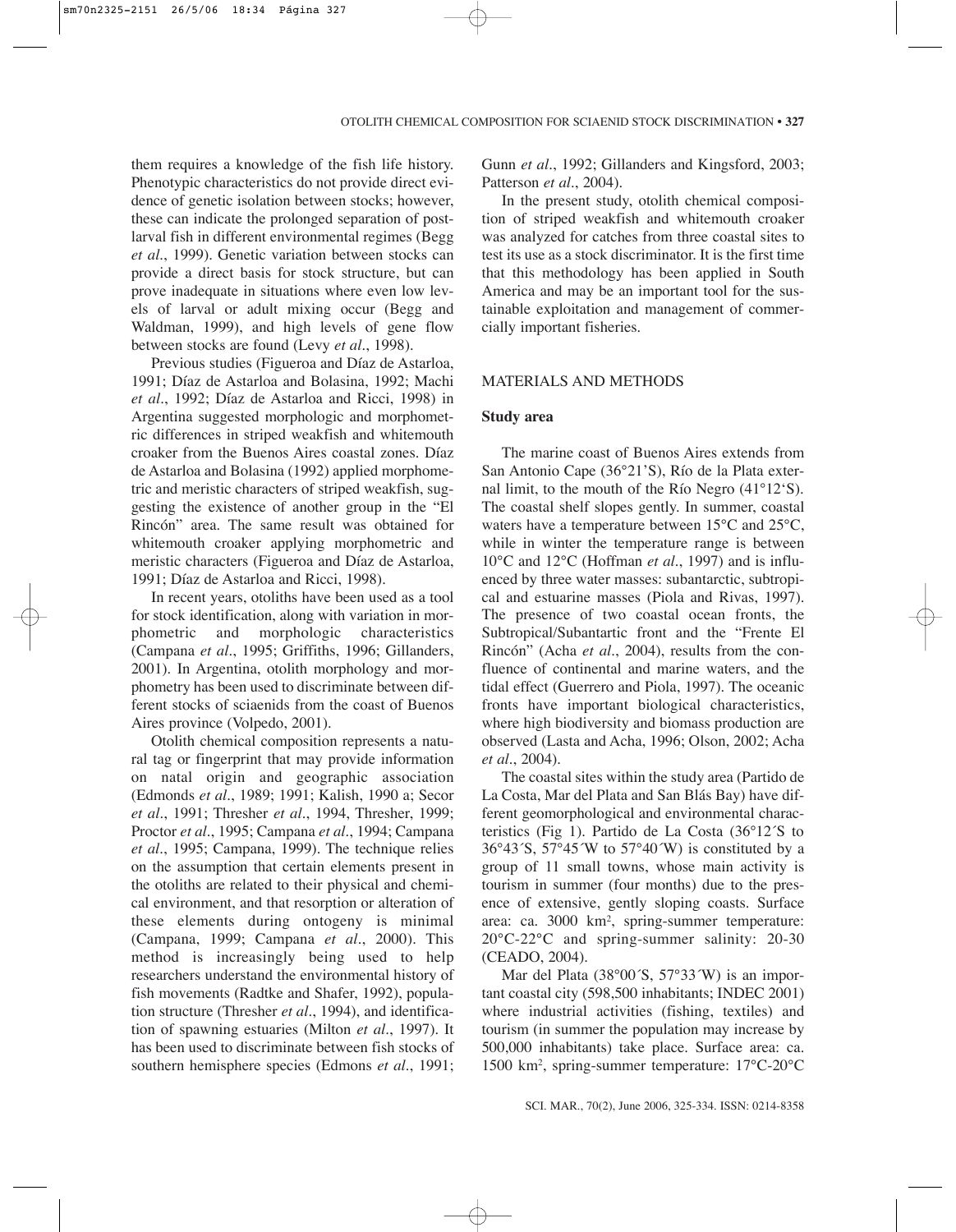them requires a knowledge of the fish life history. Phenotypic characteristics do not provide direct evidence of genetic isolation between stocks; however, these can indicate the prolonged separation of post-larval fish in different environmental regimes (Begg *et al*., 1999). Genetic variation between stocks can provide a direct basis for stock structure, but can prove inadequate in situations where even low levels of larval or adult mixing occur (Begg and Waldman, 1999), and high levels of gene flow between stocks are found (Levy *et al*., 1998).

Previous studies (Figueroa and Díaz de Astarloa, 1991; Díaz de Astarloa and Bolasina, 1992; Machi *et al*., 1992; Díaz de Astarloa and Ricci, 1998) in Argentina suggested morphologic and morphometric differences in striped weakfish and whitemouth croaker from the Buenos Aires coastal zones. Díaz de Astarloa and Bolasina (1992) applied morphometric and meristic characters of striped weakfish, suggesting the existence of another group in the "El Rincón" area. The same result was obtained for whitemouth croaker applying morphometric and meristic characters (Figueroa and Díaz de Astarloa, 1991; Díaz de Astarloa and Ricci, 1998).

In recent years, otoliths have been used as a tool for stock identification, along with variation in morphometric and morphologic characteristics (Campana *et al*., 1995; Griffiths, 1996; Gillanders, 2001). In Argentina, otolith morphology and morphometry has been used to discriminate between different stocks of sciaenids from the coast of Buenos Aires province (Volpedo, 2001).

Otolith chemical composition represents a natural tag or fingerprint that may provide information on natal origin and geographic association (Edmonds *et al*., 1989; 1991; Kalish, 1990 a; Secor *et al*., 1991; Thresher *et al*., 1994, Thresher, 1999; Proctor *et al*., 1995; Campana *et al*., 1994; Campana *et al*., 1995; Campana, 1999). The technique relies on the assumption that certain elements present in the otoliths are related to their physical and chemical environment, and that resorption or alteration of these elements during ontogeny is minimal (Campana, 1999; Campana *et al*., 2000). This method is increasingly being used to help researchers understand the environmental history of fish movements (Radtke and Shafer, 1992), population structure (Thresher *et al*., 1994), and identification of spawning estuaries (Milton *et al*., 1997). It has been used to discriminate between fish stocks of southern hemisphere species (Edmons *et al*., 1991; Gunn *et al*., 1992; Gillanders and Kingsford, 2003; Patterson *et al*., 2004).

In the present study, otolith chemical composition of striped weakfish and whitemouth croaker was analyzed for catches from three coastal sites to test its use as a stock discriminator. It is the first time that this methodology has been applied in South America and may be an important tool for the sustainable exploitation and management of commercially important fisheries.

## MATERIALS AND METHODS

### Study area

The marine coast of Buenos Aires extends from San Antonio Cape (36°21'S), Río de la Plata external limit, to the mouth of the Río Negro (41°12'S). The coastal shelf slopes gently. In summer, coastal waters have a temperature between 15°C and 25°C, while in winter the temperature range is between 10°C and 12°C (Hoffman *et al*., 1997) and is influenced by three water masses: subantarctic, subtropical and estuarine masses (Piola and Rivas, 1997). The presence of two coastal ocean fronts, the Subtropical/Subantartic front and the "Frente El Rincón" (Acha *et al*., 2004), results from the confluence of continental and marine waters, and the tidal effect (Guerrero and Piola, 1997). The oceanic fronts have important biological characteristics, where high biodiversity and biomass production are observed (Lasta and Acha, 1996; Olson, 2002; Acha *et al*., 2004).

The coastal sites within the study area (Partido de La Costa, Mar del Plata and San Blás Bay) have different geomorphological and environmental characteristics (Fig 1). Partido de La Costa (36°12´S to 36°43´S, 57°45´W to 57°40´W) is constituted by a group of 11 small towns, whose main activity is tourism in summer (four months) due to the presence of extensive, gently sloping coasts. Surface area: ca. 3000 km$^2$, spring-summer temperature: 20°C-22°C and spring-summer salinity: 20-30 (CEADO, 2004).

Mar del Plata (38°00´S, 57°33´W) is an important coastal city (598,500 inhabitants; INDEC 2001) where industrial activities (fishing, textiles) and tourism (in summer the population may increase by 500,000 inhabitants) take place. Surface area: ca. 1500 km$^2$, spring-summer temperature: 17°C-20°C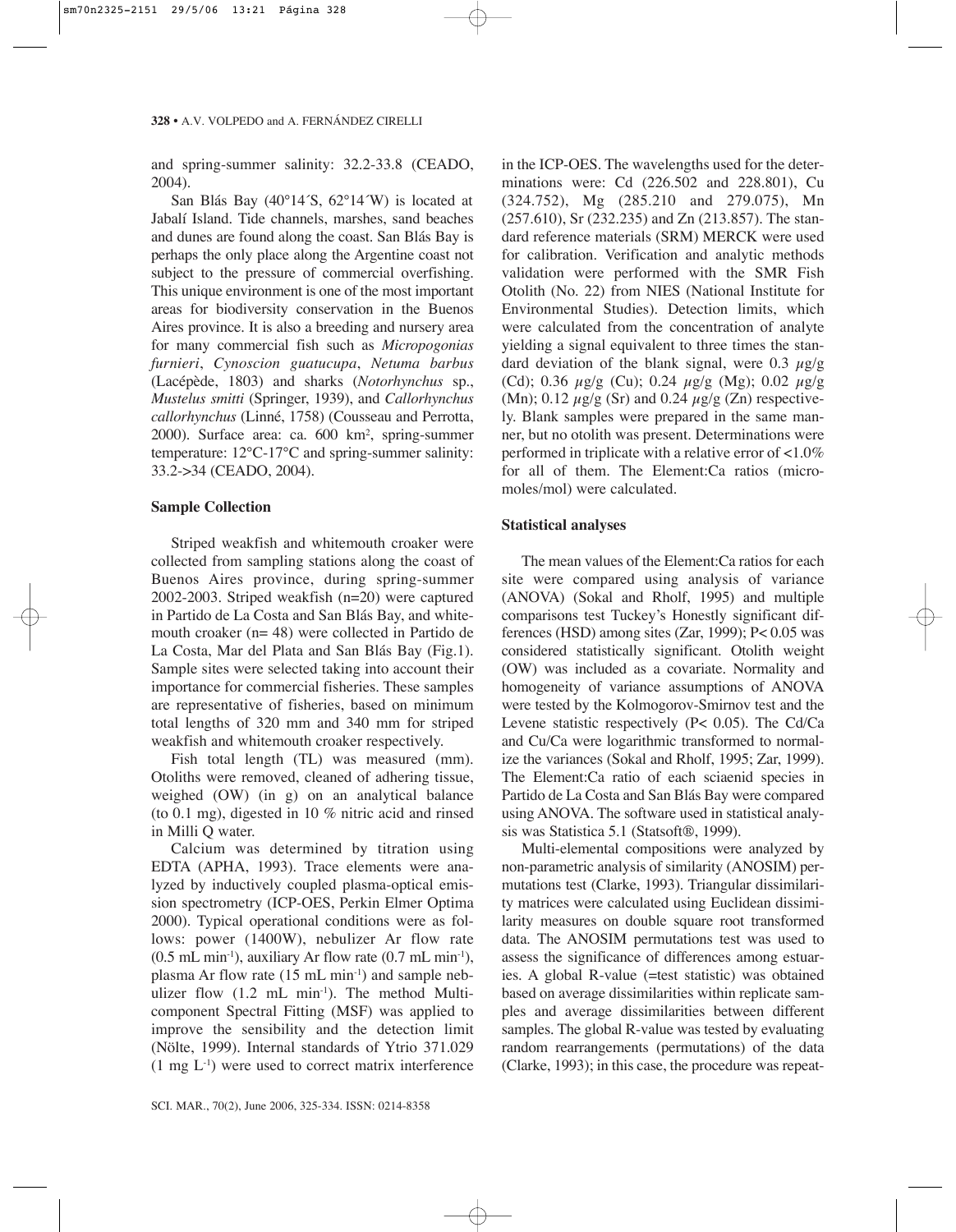and spring-summer salinity: 32.2-33.8 (CEADO, 2004).

San Blás Bay (40°14´S, 62°14´W) is located at Jabalí Island. Tide channels, marshes, sand beaches and dunes are found along the coast. San Blás Bay is perhaps the only place along the Argentine coast not subject to the pressure of commercial overfishing. This unique environment is one of the most important areas for biodiversity conservation in the Buenos Aires province. It is also a breeding and nursery area for many commercial fish such as *Micropogonias furnieri*, *Cynoscion guatucupa*, *Netuma barbus* (Lacépède, 1803) and sharks (*Notorhynchus* sp., *Mustelus smitti* (Springer, 1939), and *Callorhynchus callorhynchus* (Linné, 1758) (Cousseau and Perrotta, 2000). Surface area: ca. 600 km$^2$, spring-summer temperature: 12°C-17°C and spring-summer salinity: 33.2->34 (CEADO, 2004).

### Sample Collection

Striped weakfish and whitemouth croaker were collected from sampling stations along the coast of Buenos Aires province, during spring-summer 2002-2003. Striped weakfish (n=20) were captured in Partido de La Costa and San Blás Bay, and whitemouth croaker (n= 48) were collected in Partido de La Costa, Mar del Plata and San Blás Bay (Fig.1). Sample sites were selected taking into account their importance for commercial fisheries. These samples are representative of fisheries, based on minimum total lengths of 320 mm and 340 mm for striped weakfish and whitemouth croaker respectively.

Fish total length (TL) was measured (mm). Otoliths were removed, cleaned of adhering tissue, weighed (OW) (in g) on an analytical balance (to 0.1 mg), digested in 10 % nitric acid and rinsed in Milli Q water.

Calcium was determined by titration using EDTA (APHA, 1993). Trace elements were analyzed by inductively coupled plasma-optical emission spectrometry (ICP-OES, Perkin Elmer Optima 2000). Typical operational conditions were as follows: power (1400W), nebulizer Ar flow rate (0.5 mL min$^{-1}$), auxiliary Ar flow rate (0.7 mL min$^{-1}$), plasma Ar flow rate (15 mL min$^{-1}$) and sample nebulizer flow (1.2 mL min$^{-1}$). The method Multicomponent Spectral Fitting (MSF) was applied to improve the sensibility and the detection limit (Nölte, 1999). Internal standards of Ytrio 371.029 (1 mg L$^{-1}$) were used to correct matrix interference in the ICP-OES. The wavelengths used for the determinations were: Cd (226.502 and 228.801), Cu (324.752), Mg (285.210 and 279.075), Mn (257.610), Sr (232.235) and Zn (213.857). The standard reference materials (SRM) MERCK were used for calibration. Verification and analytic methods validation were performed with the SMR Fish Otolith (No. 22) from NIES (National Institute for Environmental Studies). Detection limits, which were calculated from the concentration of analyte yielding a signal equivalent to three times the standard deviation of the blank signal, were 0.3 $\mu$g/g (Cd); 0.36 $\mu$g/g (Cu); 0.24 $\mu$g/g (Mg); 0.02 $\mu$g/g (Mn); 0.12 $\mu$g/g (Sr) and 0.24 $\mu$g/g (Zn) respectively. Blank samples were prepared in the same manner, but no otolith was present. Determinations were performed in triplicate with a relative error of <1.0% for all of them. The Element:Ca ratios (micromoles/mol) were calculated.

### Statistical analyses

The mean values of the Element:Ca ratios for each site were compared using analysis of variance (ANOVA) (Sokal and Rholf, 1995) and multiple comparisons test Tuckey's Honestly significant differences (HSD) among sites (Zar, 1999); $P< 0.05$ was considered statistically significant. Otolith weight (OW) was included as a covariate. Normality and homogeneity of variance assumptions of ANOVA were tested by the Kolmogorov-Smirnov test and the Levene statistic respectively ($P< 0.05$). The Cd/Ca and Cu/Ca were logarithmic transformed to normalize the variances (Sokal and Rholf, 1995; Zar, 1999). The Element:Ca ratio of each sciaenid species in Partido de La Costa and San Blás Bay were compared using ANOVA. The software used in statistical analysis was Statistica 5.1 (Statsoft®, 1999).

Multi-elemental compositions were analyzed by non-parametric analysis of similarity (ANOSIM) permutations test (Clarke, 1993). Triangular dissimilarity matrices were calculated using Euclidean dissimilarity measures on double square root transformed data. The ANOSIM permutations test was used to assess the significance of differences among estuaries. A global R-value (=test statistic) was obtained based on average dissimilarities within replicate samples and average dissimilarities between different samples. The global R-value was tested by evaluating random rearrangements (permutations) of the data (Clarke, 1993); in this case, the procedure was repeat-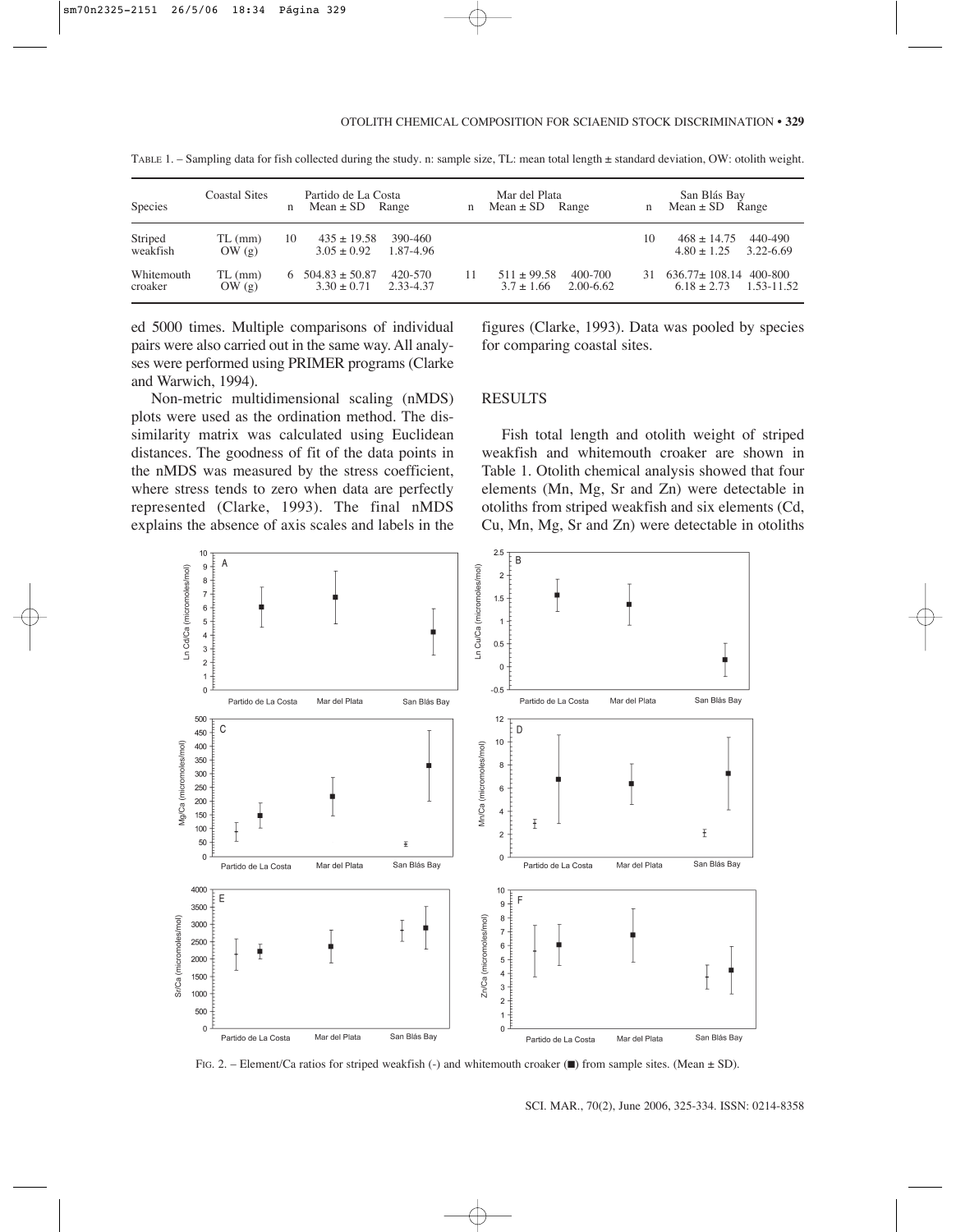TABLE 1. – Sampling data for fish collected during the study. n: sample size, TL: mean total length ± standard deviation, OW: otolith weight.

| Species | Coastal Sites | n | Partido de La Costa Mean ± SD | Range | n | Mar del Plata Mean ± SD | Range | n | San Blás Bay Mean ± SD | Range |
|---|---|---|---|---|---|---|---|---|---|---|
| Striped weakfish | TL (mm) | 10 | 435 ± 19.58 | 390-460 | | | | 10 | 468 ± 14.75 | 440-490 |
| | OW (g) | | 3.05 ± 0.92 | 1.87-4.96 | | | | | 4.80 ± 1.25 | 3.22-6.69 |
| Whitemouth croaker | TL (mm) | 6 | 504.83 ± 50.87 | 420-570 | 11 | 511 ± 99.58 | 400-700 | 31 | 636.77± 108.14 | 400-800 |
| | OW (g) | | 3.30 ± 0.71 | 2.33-4.37 | | 3.7 ± 1.66 | 2.00-6.62 | | 6.18 ± 2.73 | 1.53-11.52 |

ed 5000 times. Multiple comparisons of individual pairs were also carried out in the same way. All analyses were performed using PRIMER programs (Clarke and Warwich, 1994).

Non-metric multidimensional scaling (nMDS) plots were used as the ordination method. The dissimilarity matrix was calculated using Euclidean distances. The goodness of fit of the data points in the nMDS was measured by the stress coefficient, where stress tends to zero when data are perfectly represented (Clarke, 1993). The final nMDS explains the absence of axis scales and labels in the figures (Clarke, 1993). Data was pooled by species for comparing coastal sites.

## RESULTS

Fish total length and otolith weight of striped weakfish and whitemouth croaker are shown in Table 1. Otolith chemical analysis showed that four elements (Mn, Mg, Sr and Zn) were detectable in otoliths from striped weakfish and six elements (Cd, Cu, Mn, Mg, Sr and Zn) were detectable in otoliths

FIG. 2. – Element/Ca ratios for striped weakfish (-) and whitemouth croaker (■) from sample sites. (Mean ± SD).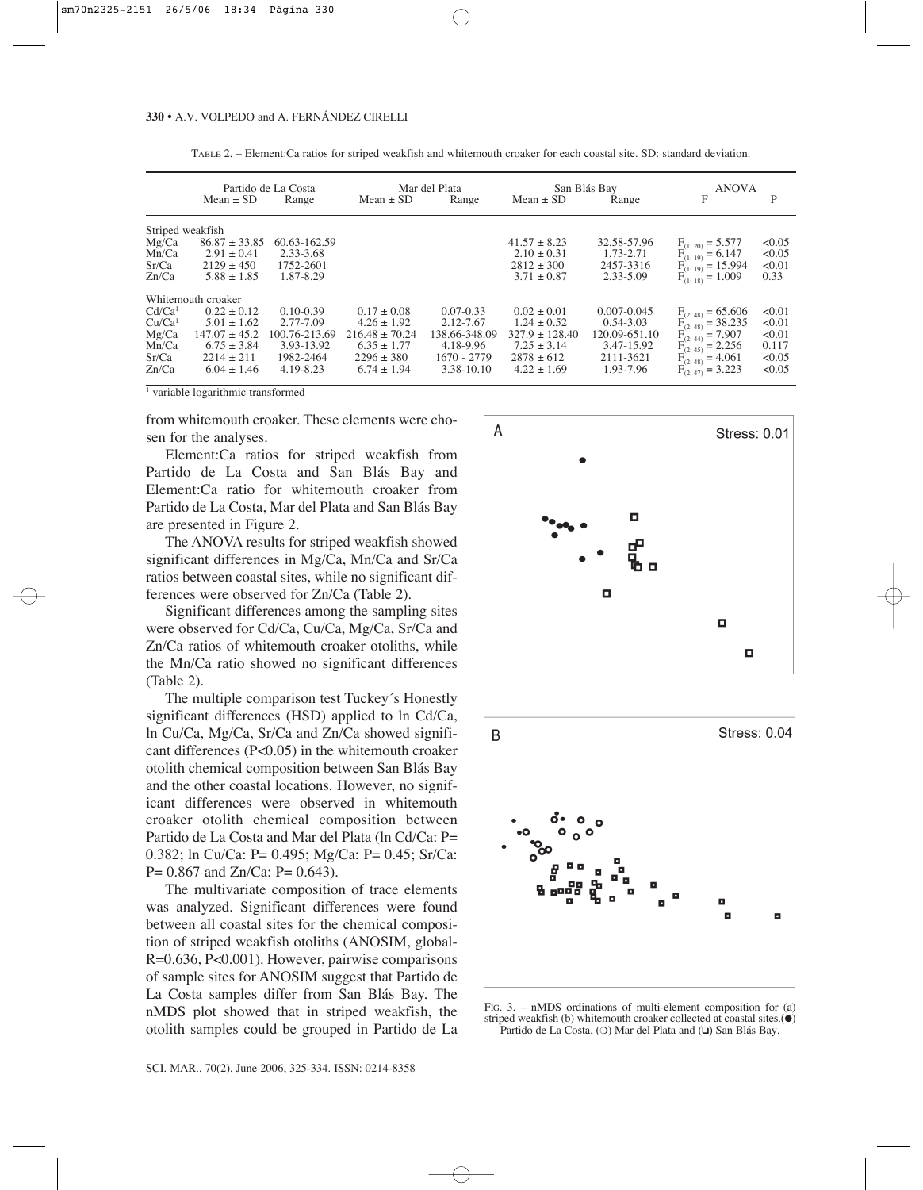TABLE 2. – Element:Ca ratios for striped weakfish and whitemouth croaker for each coastal site. SD: standard deviation.

| | Partido de La Costa | | Mar del Plata | | San Blás Bay | | ANOVA | |
|---|---|---|---|---|---|---|---|---|
| | Mean ± SD | Range | Mean ± SD | Range | Mean ± SD | Range | F | P |
| Striped weakfish | | | | | | | | |
| Mg/Ca | 86.87 ± 33.85 | 60.63-162.59 | | | 41.57 ± 8.23 | 32.58-57.96 | $F_{(1; 20)} = 5.577$ | <0.05 |
| Mn/Ca | 2.91 ± 0.41 | 2.33-3.68 | | | 2.10 ± 0.31 | 1.73-2.71 | $F_{(1; 19)} = 6.147$ | <0.05 |
| Sr/Ca | 2129 ± 450 | 1752-2601 | | | 2812 ± 300 | 2457-3316 | $F_{(1; 19)} = 15.994$ | <0.01 |
| Zn/Ca | 5.88 ± 1.85 | 1.87-8.29 | | | 3.71 ± 0.87 | 2.33-5.09 | $F_{(1; 18)} = 1.009$ | 0.33 |
| Whitemouth croaker | | | | | | | | |
| Cd/Ca[1] | 0.22 ± 0.12 | 0.10-0.39 | 0.17 ± 0.08 | 0.07-0.33 | 0.02 ± 0.01 | 0.007-0.045 | $F_{(2; 48)} = 65.606$ | <0.01 |
| Cu/Ca[1] | 5.01 ± 1.62 | 2.77-7.09 | 4.26 ± 1.92 | 2.12-7.67 | 1.24 ± 0.52 | 0.54-3.03 | $F_{(2; 48)} = 38.235$ | <0.01 |
| Mg/Ca | 147.07 ± 45.2 | 100.76-213.69 | 216.48 ± 70.24 | 138.66-348.09 | 327.9 ± 128.40 | 120.09-651.10 | $F_{(2; 44)} = 7.907$ | <0.01 |
| Mn/Ca | 6.75 ± 3.84 | 3.93-13.92 | 6.35 ± 1.77 | 4.18-9.96 | 7.25 ± 3.14 | 3.47-15.92 | $F_{(2; 45)} = 2.256$ | 0.117 |
| Sr/Ca | 2214 ± 211 | 1982-2464 | 2296 ± 380 | 1670 - 2779 | 2878 ± 612 | 2111-3621 | $F_{(2; 48)} = 4.061$ | <0.05 |
| Zn/Ca | 6.04 ± 1.46 | 4.19-8.23 | 6.74 ± 1.94 | 3.38-10.10 | 4.22 ± 1.69 | 1.93-7.96 | $F_{(2; 47)} = 3.223$ | <0.05 |

[1] variable logarithmic transformed

from whitemouth croaker. These elements were chosen for the analyses.

Element:Ca ratios for striped weakfish from Partido de La Costa and San Blás Bay and Element:Ca ratio for whitemouth croaker from Partido de La Costa, Mar del Plata and San Blás Bay are presented in Figure 2.

The ANOVA results for striped weakfish showed significant differences in Mg/Ca, Mn/Ca and Sr/Ca ratios between coastal sites, while no significant differences were observed for Zn/Ca (Table 2).

Significant differences among the sampling sites were observed for Cd/Ca, Cu/Ca, Mg/Ca, Sr/Ca and Zn/Ca ratios of whitemouth croaker otoliths, while the Mn/Ca ratio showed no significant differences (Table 2).

The multiple comparison test Tuckey´s Honestly significant differences (HSD) applied to ln Cd/Ca, ln Cu/Ca, Mg/Ca, Sr/Ca and Zn/Ca showed significant differences ($P<0.05$) in the whitemouth croaker otolith chemical composition between San Blás Bay and the other coastal locations. However, no significant differences were observed in whitemouth croaker otolith chemical composition between Partido de La Costa and Mar del Plata (ln Cd/Ca: $P= 0.382$; ln Cu/Ca: $P= 0.495$; Mg/Ca: $P= 0.45$; Sr/Ca: $P= 0.867$ and Zn/Ca: $P= 0.643$).

The multivariate composition of trace elements was analyzed. Significant differences were found between all coastal sites for the chemical composition of striped weakfish otoliths (ANOSIM, global-$R=0.636$, $P<0.001$). However, pairwise comparisons of sample sites for ANOSIM suggest that Partido de La Costa samples differ from San Blás Bay. The nMDS plot showed that in striped weakfish, the otolith samples could be grouped in Partido de La

FIG. 3. – nMDS ordinations of multi-element composition for (a) striped weakfish (b) whitemouth croaker collected at coastal sites.(●) Partido de La Costa, (❍) Mar del Plata and (❑) San Blás Bay.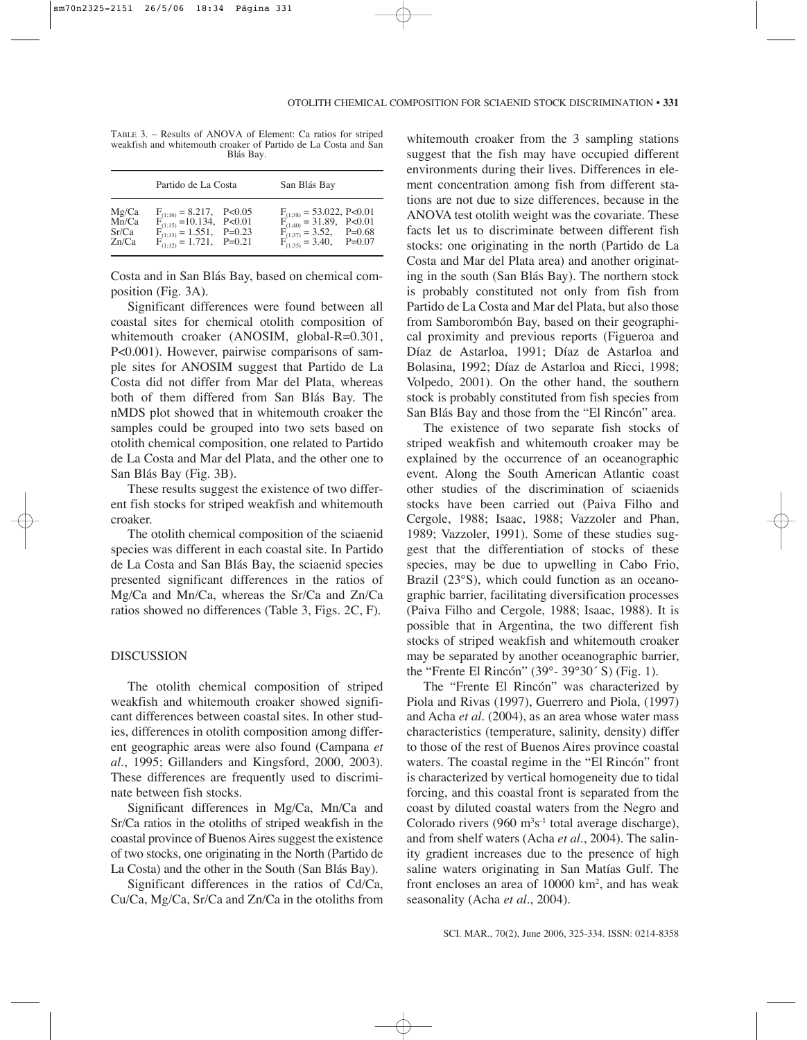TABLE 3. – Results of ANOVA of Element: Ca ratios for striped weakfish and whitemouth croaker of Partido de La Costa and San Blás Bay.

| | Partido de La Costa | | San Blás Bay | |
|---|---|---|---|---|
| Mg/Ca | $F_{(1;16)} = 8.217$, | P<0.05 | $F_{(1;38)} = 53.022$, | P<0.01 |
| Mn/Ca | $F_{(1;15)} = 10.134$, | P<0.01 | $F_{(1;40)} = 31.89$, | P<0.01 |
| Sr/Ca | $F_{(1;13)} = 1.551$, | P=0.23 | $F_{(1;37)} = 3.52$, | P=0.68 |
| Zn/Ca | $F_{(1;12)} = 1.721$, | P=0.21 | $F_{(1;35)} = 3.40$, | P=0.07 |

Costa and in San Blás Bay, based on chemical composition (Fig. 3A).

Significant differences were found between all coastal sites for chemical otolith composition of whitemouth croaker (ANOSIM, global-R=0.301, P<0.001). However, pairwise comparisons of sample sites for ANOSIM suggest that Partido de La Costa did not differ from Mar del Plata, whereas both of them differed from San Blás Bay. The nMDS plot showed that in whitemouth croaker the samples could be grouped into two sets based on otolith chemical composition, one related to Partido de La Costa and Mar del Plata, and the other one to San Blás Bay (Fig. 3B).

These results suggest the existence of two different fish stocks for striped weakfish and whitemouth croaker.

The otolith chemical composition of the sciaenid species was different in each coastal site. In Partido de La Costa and San Blás Bay, the sciaenid species presented significant differences in the ratios of Mg/Ca and Mn/Ca, whereas the Sr/Ca and Zn/Ca ratios showed no differences (Table 3, Figs. 2C, F).

## DISCUSSION

The otolith chemical composition of striped weakfish and whitemouth croaker showed significant differences between coastal sites. In other studies, differences in otolith composition among different geographic areas were also found (Campana *et al*., 1995; Gillanders and Kingsford, 2000, 2003). These differences are frequently used to discriminate between fish stocks.

Significant differences in Mg/Ca, Mn/Ca and Sr/Ca ratios in the otoliths of striped weakfish in the coastal province of Buenos Aires suggest the existence of two stocks, one originating in the North (Partido de La Costa) and the other in the South (San Blás Bay).

Significant differences in the ratios of Cd/Ca, Cu/Ca, Mg/Ca, Sr/Ca and Zn/Ca in the otoliths from whitemouth croaker from the 3 sampling stations suggest that the fish may have occupied different environments during their lives. Differences in element concentration among fish from different stations are not due to size differences, because in the ANOVA test otolith weight was the covariate. These facts let us to discriminate between different fish stocks: one originating in the north (Partido de La Costa and Mar del Plata area) and another originating in the south (San Blás Bay). The northern stock is probably constituted not only from fish from Partido de La Costa and Mar del Plata, but also those from Samborombón Bay, based on their geographical proximity and previous reports (Figueroa and Díaz de Astarloa, 1991; Díaz de Astarloa and Bolasina, 1992; Díaz de Astarloa and Ricci, 1998; Volpedo, 2001). On the other hand, the southern stock is probably constituted from fish species from San Blás Bay and those from the "El Rincón" area.

The existence of two separate fish stocks of striped weakfish and whitemouth croaker may be explained by the occurrence of an oceanographic event. Along the South American Atlantic coast other studies of the discrimination of sciaenids stocks have been carried out (Paiva Filho and Cergole, 1988; Isaac, 1988; Vazzoler and Phan, 1989; Vazzoler, 1991). Some of these studies suggest that the differentiation of stocks of these species, may be due to upwelling in Cabo Frio, Brazil (23°S), which could function as an oceanographic barrier, facilitating diversification processes (Paiva Filho and Cergole, 1988; Isaac, 1988). It is possible that in Argentina, the two different fish stocks of striped weakfish and whitemouth croaker may be separated by another oceanographic barrier, the "Frente El Rincón" (39°- 39°30´ S) (Fig. 1).

The "Frente El Rincón" was characterized by Piola and Rivas (1997), Guerrero and Piola, (1997) and Acha *et al*. (2004), as an area whose water mass characteristics (temperature, salinity, density) differ to those of the rest of Buenos Aires province coastal waters. The coastal regime in the "El Rincón" front is characterized by vertical homogeneity due to tidal forcing, and this coastal front is separated from the coast by diluted coastal waters from the Negro and Colorado rivers (960 $m^3s^{-1}$ total average discharge), and from shelf waters (Acha *et al*., 2004). The salinity gradient increases due to the presence of high saline waters originating in San Matías Gulf. The front encloses an area of 10000 $km^2$, and has weak seasonality (Acha *et al*., 2004).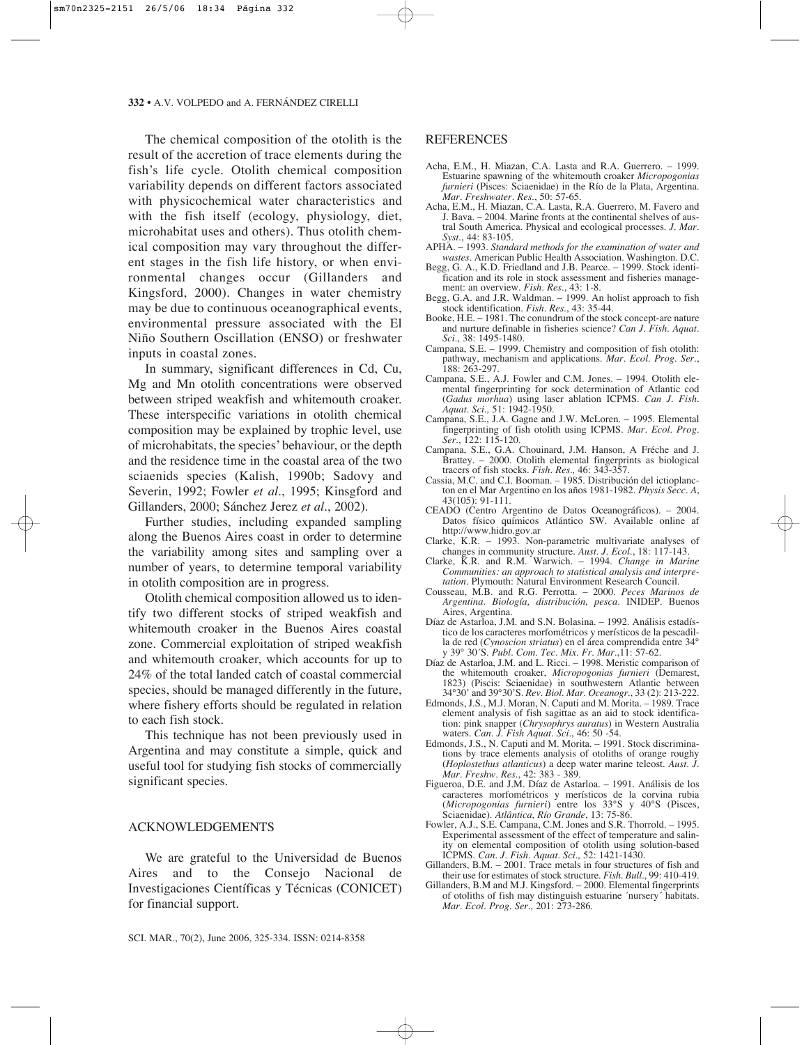The chemical composition of the otolith is the result of the accretion of trace elements during the fish's life cycle. Otolith chemical composition variability depends on different factors associated with physicochemical water characteristics and with the fish itself (ecology, physiology, diet, microhabitat uses and others). Thus otolith chemical composition may vary throughout the different stages in the fish life history, or when environmental changes occur (Gillanders and Kingsford, 2000). Changes in water chemistry may be due to continuous oceanographical events, environmental pressure associated with the El Niño Southern Oscillation (ENSO) or freshwater inputs in coastal zones.

In summary, significant differences in Cd, Cu, Mg and Mn otolith concentrations were observed between striped weakfish and whitemouth croaker. These interspecific variations in otolith chemical composition may be explained by trophic level, use of microhabitats, the species' behaviour, or the depth and the residence time in the coastal area of the two sciaenids species (Kalish, 1990b; Sadovy and Severin, 1992; Fowler *et al*., 1995; Kinsgford and Gillanders, 2000; Sánchez Jerez *et al*., 2002).

Further studies, including expanded sampling along the Buenos Aires coast in order to determine the variability among sites and sampling over a number of years, to determine temporal variability in otolith composition are in progress.

Otolith chemical composition allowed us to identify two different stocks of striped weakfish and whitemouth croaker in the Buenos Aires coastal zone. Commercial exploitation of striped weakfish and whitemouth croaker, which accounts for up to 24% of the total landed catch of coastal commercial species, should be managed differently in the future, where fishery efforts should be regulated in relation to each fish stock.

This technique has not been previously used in Argentina and may constitute a simple, quick and useful tool for studying fish stocks of commercially significant species.

## ACKNOWLEDGEMENTS

We are grateful to the Universidad de Buenos Aires and to the Consejo Nacional de Investigaciones Científicas y Técnicas (CONICET) for financial support.

## REFERENCES

Acha, E.M., H. Miazan, C.A. Lasta and R.A. Guerrero. – 1999. Estuarine spawning of the whitemouth croaker *Micropogonias furnieri* (Pisces: Sciaenidae) in the Río de la Plata, Argentina. *Mar. Freshwater. Res.*, 50: 57-65.

Acha, E.M., H. Miazan, C.A. Lasta, R.A. Guerrero, M. Favero and J. Bava. – 2004. Marine fronts at the continental shelves of austral South America. Physical and ecological processes. *J. Mar. Syst.*, 44: 83-105.

APHA. – 1993. *Standard methods for the examination of water and wastes*. American Public Health Association. Washington. D.C.

Begg, G. A., K.D. Friedland and J.B. Pearce. – 1999. Stock identification and its role in stock assessment and fisheries management: an overview. *Fish. Res.*, 43: 1-8.

Begg, G.A. and J.R. Waldman. – 1999. An holist approach to fish stock identification. *Fish. Res.*, 43: 35-44.

Booke, H.E. – 1981. The conundrum of the stock concept-are nature and nurture definable in fisheries science? *Can J. Fish. Aquat. Sci.*, 38: 1495-1480.

Campana, S.E. – 1999. Chemistry and composition of fish otolith: pathway, mechanism and applications. *Mar. Ecol. Prog. Ser.*, 188: 263-297.

Campana, S.E., A.J. Fowler and C.M. Jones. – 1994. Otolith elemental fingerprinting for sock determination of Atlantic cod (*Gadus morhua*) using laser ablation ICPMS. *Can J. Fish. Aquat. Sci.*, 51: 1942-1950.

Campana, S.E., J.A. Gagne and J.W. McLoren. – 1995. Elemental fingerprinting of fish otolith using ICPMS. *Mar. Ecol. Prog. Ser.*, 122: 115-120.

Campana, S.E., G.A. Chouinard, J.M. Hanson, A Fréche and J. Brattey. – 2000. Otolith elemental fingerprints as biological tracers of fish stocks. *Fish. Res.*, 46: 343-357.

Cassia, M.C. and C.I. Booman. – 1985. Distribución del ictioplancton en el Mar Argentino en los años 1981-1982. *Physis Secc. A*, 43(105): 91-111.

CEADO (Centro Argentino de Datos Oceanográficos). – 2004. Datos físico químicos Atlántico SW. Available online af http://www.hidro.gov.ar

Clarke, K.R. – 1993. Non-parametric multivariate analyses of changes in community structure. *Aust. J. Ecol.*, 18: 117-143.

Clarke, K.R. and R.M. Warwich. – 1994. *Change in Marine Communities: an approach to statistical analysis and interpretation*. Plymouth: Natural Environment Research Council.

Cousseau, M.B. and R.G. Perrotta. – 2000. *Peces Marinos de Argentina. Biología, distribución, pesca*. INIDEP. Buenos Aires, Argentina.

Díaz de Astarloa, J.M. and S.N. Bolasina. – 1992. Análisis estadístico de los caracteres morfométricos y merísticos de la pescadilla de red (*Cynoscion striatus*) en el área comprendida entre 34° y 39° 30´S. *Publ. Com. Tec. Mix. Fr. Mar*.,11: 57-62.

Díaz de Astarloa, J.M. and L. Ricci. – 1998. Meristic comparison of the whitemouth croaker, *Micropogonias furnieri* (Demarest, 1823) (Piscis: Sciaenidae) in southwestern Atlantic between 34°30' and 39°30'S. *Rev. Biol. Mar. Oceanogr.*, 33 (2): 213-222.

Edmonds, J.S., M.J. Moran, N. Caputi and M. Morita. – 1989. Trace element analysis of fish sagittae as an aid to stock identification: pink snapper (*Chrysophrys auratus*) in Western Australia waters. *Can. J. Fish Aquat. Sci.*, 46: 50 -54.

Edmonds, J.S., N. Caputi and M. Morita. – 1991. Stock discriminations by trace elements analysis of otoliths of orange roughy (*Hoplostethus atlanticus*) a deep water marine teleost. *Aust. J. Mar. Freshw. Res.*, 42: 383 - 389.

Figueroa, D.E. and J.M. Díaz de Astarloa. – 1991. Análisis de los caracteres morfométricos y merísticos de la corvina rubia (*Micropogonias furnieri*) entre los 33°S y 40°S (Pisces, Sciaenidae). *Atlântica, Río Grande*, 13: 75-86.

Fowler, A.J., S.E. Campana, C.M. Jones and S.R. Thorrold. – 1995. Experimental assessment of the effect of temperature and salinity on elemental composition of otolith using solution-based ICPMS. *Can. J. Fish. Aquat. Sci.,* 52: 1421-1430.

Gillanders, B.M. – 2001. Trace metals in four structures of fish and their use for estimates of stock structure. *Fish. Bull.*, 99: 410-419.

Gillanders, B.M and M.J. Kingsford. – 2000. Elemental fingerprints of otoliths of fish may distinguish estuarine ´nursery´ habitats. *Mar. Ecol. Prog. Ser.,* 201: 273-286.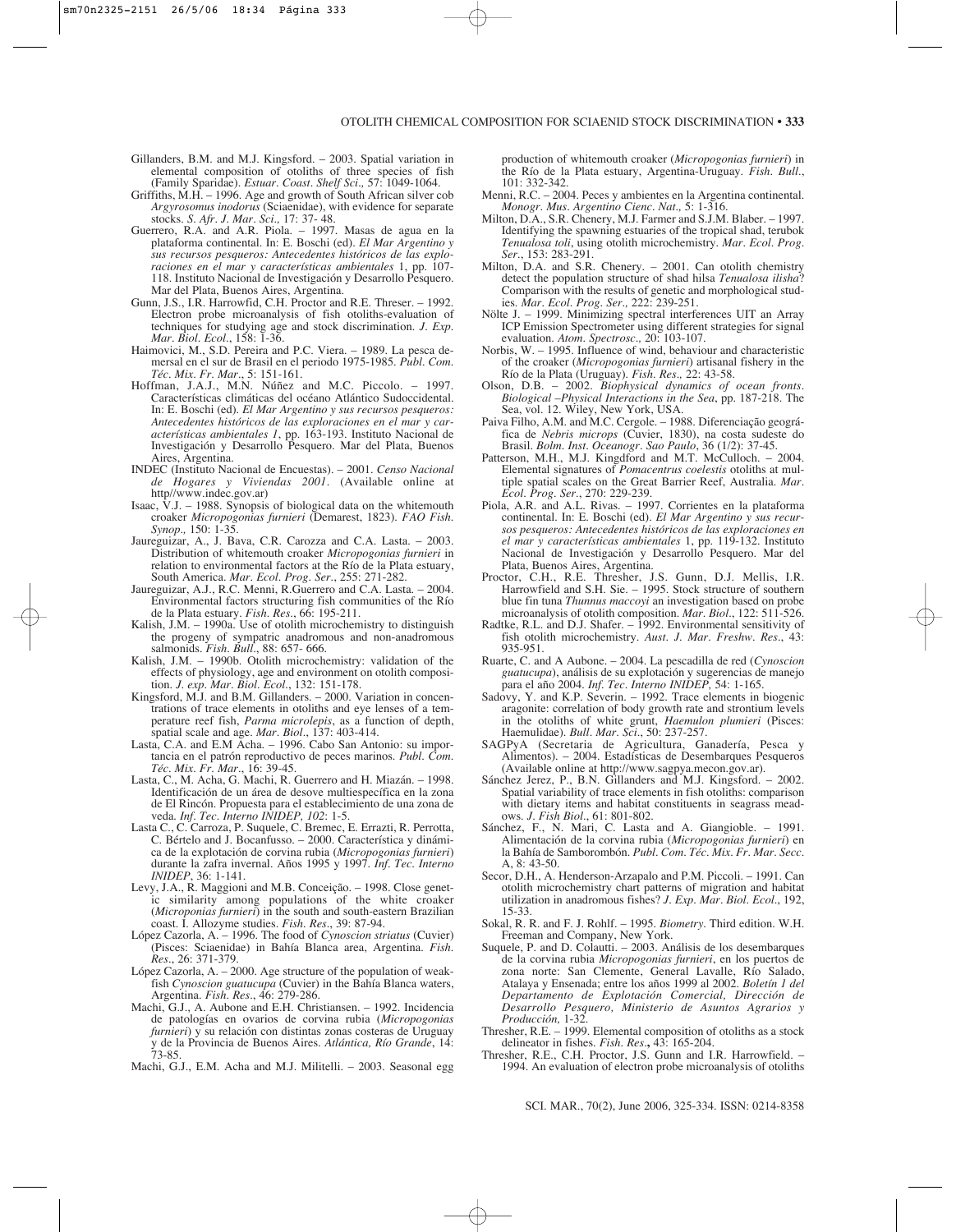Gillanders, B.M. and M.J. Kingsford. – 2003. Spatial variation in elemental composition of otoliths of three species of fish (Family Sparidae). *Estuar. Coast. Shelf Sci.,* 57: 1049-1064.

Griffiths, M.H. – 1996. Age and growth of South African silver cob *Argyrosomus inodorus* (Sciaenidae), with evidence for separate stocks. *S. Afr. J. Mar. Sci.,* 17: 37- 48.

Guerrero, R.A. and A.R. Piola. – 1997. Masas de agua en la plataforma continental. In: E. Boschi (ed). *El Mar Argentino y sus recursos pesqueros: Antecedentes históricos de las exploraciones en el mar y características ambientales* 1, pp. 107-118. Instituto Nacional de Investigación y Desarrollo Pesquero. Mar del Plata, Buenos Aires, Argentina.

Gunn, J.S., I.R. Harrowfid, C.H. Proctor and R.E. Threser. – 1992. Electron probe microanalysis of fish otoliths-evaluation of techniques for studying age and stock discrimination. *J. Exp. Mar. Biol. Ecol*., 158: 1-36.

Haimovici, M., S.D. Pereira and P.C. Viera. – 1989. La pesca demersal en el sur de Brasil en el periodo 1975-1985. *Publ. Com. Téc. Mix. Fr. Mar*., 5: 151-161.

Hoffman, J.A.J., M.N. Núñez and M.C. Piccolo. – 1997. Características climáticas del océano Atlántico Sudoccidental. In: E. Boschi (ed). *El Mar Argentino y sus recursos pesqueros: Antecedentes históricos de las exploraciones en el mar y características ambientales 1*, pp. 163-193. Instituto Nacional de Investigación y Desarrollo Pesquero. Mar del Plata, Buenos Aires, Argentina.

INDEC (Instituto Nacional de Encuestas). – 2001. *Censo Nacional de Hogares y Viviendas 2001*. (Available online at http//www.indec.gov.ar)

Isaac, V.J. – 1988. Synopsis of biological data on the whitemouth croaker *Micropogonias furnieri* (Demarest, 1823). *FAO Fish. Synop.,* 150: 1-35.

Jaureguizar, A., J. Bava, C.R. Carozza and C.A. Lasta. – 2003. Distribution of whitemouth croaker *Micropogonias furnieri* in relation to environmental factors at the Río de la Plata estuary, South America. *Mar. Ecol. Prog. Ser*., 255: 271-282.

Jaureguizar, A.J., R.C. Menni, R.Guerrero and C.A. Lasta. – 2004. Environmental factors structuring fish communities of the Río de la Plata estuary. *Fish. Res*., 66: 195-211.

Kalish, J.M. – 1990a. Use of otolith microchemistry to distinguish the progeny of sympatric anadromous and non-anadromous salmonids. *Fish. Bull*., 88: 657- 666.

Kalish, J.M. – 1990b. Otolith microchemistry: validation of the effects of physiology, age and environment on otolith composition. *J. exp. Mar. Biol. Ecol*., 132: 151-178.

Kingsford, M.J. and B.M. Gillanders. – 2000. Variation in concentrations of trace elements in otoliths and eye lenses of a temperature reef fish, *Parma microlepis*, as a function of depth, spatial scale and age. *Mar. Biol*., 137: 403-414.

Lasta, C.A. and E.M Acha. – 1996. Cabo San Antonio: su importancia en el patrón reproductivo de peces marinos. *Publ. Com. Téc. Mix. Fr. Mar*., 16: 39-45.

Lasta, C., M. Acha, G. Machi, R. Guerrero and H. Miazán. – 1998. Identificación de un área de desove multiespecífica en la zona de El Rincón. Propuesta para el establecimiento de una zona de veda. *Inf. Tec. Interno INIDEP, 102*: 1-5.

Lasta C., C. Carroza, P. Suquele, C. Bremec, E. Errazti, R. Perrotta, C. Bértelo and J. Bocanfusso. – 2000. Característica y dinámica de la explotación de corvina rubia (*Micropogonias furnieri*) durante la zafra invernal. Años 1995 y 1997. *Inf. Tec. Interno INIDEP*, 36: 1-141.

Levy, J.A., R. Maggioni and M.B. Conceição. – 1998. Close genetic similarity among populations of the white croaker (*Microponias furnieri*) in the south and south-eastern Brazilian coast. I. Allozyme studies. *Fish. Res*., 39: 87-94.

López Cazorla, A. – 1996. The food of *Cynoscion striatus* (Cuvier) (Pisces: Sciaenidae) in Bahía Blanca area, Argentina. *Fish. Res*., 26: 371-379.

López Cazorla, A. – 2000. Age structure of the population of weakfish *Cynoscion guatucupa* (Cuvier) in the Bahía Blanca waters, Argentina. *Fish. Res*., 46: 279-286.

Machi, G.J., A. Aubone and E.H. Christiansen. – 1992. Incidencia de patologías en ovarios de corvina rubia (*Micropogonias furnieri*) y su relación con distintas zonas costeras de Uruguay y de la Provincia de Buenos Aires. *Atlántica, Río Grande*, 14: 73-85.

Machi, G.J., E.M. Acha and M.J. Militelli. – 2003. Seasonal egg production of whitemouth croaker (*Micropogonias furnieri*) in the Río de la Plata estuary, Argentina-Uruguay. *Fish. Bull*., 101: 332-342.

Menni, R.C. – 2004. Peces y ambientes en la Argentina continental. *Monogr. Mus. Argentino Cienc. Nat.,* 5: 1-316.

Milton, D.A., S.R. Chenery, M.J. Farmer and S.J.M. Blaber. – 1997. Identifying the spawning estuaries of the tropical shad, terubok *Tenualosa toli*, using otolith microchemistry. *Mar. Ecol. Prog. Ser*., 153: 283-291.

Milton, D.A. and S.R. Chenery. – 2001. Can otolith chemistry detect the population structure of shad hilsa *Tenualosa ilisha*? Comparison with the results of genetic and morphological studies. *Mar. Ecol. Prog. Ser.,* 222: 239-251.

Nölte J. – 1999. Minimizing spectral interferences UIT an Array ICP Emission Spectrometer using different strategies for signal evaluation. *Atom. Spectrosc.,* 20: 103-107.

Norbis, W. – 1995. Influence of wind, behaviour and characteristic of the croaker (*Micropogonias furnieri*) artisanal fishery in the Río de la Plata (Uruguay). *Fish. Res.,* 22: 43-58.

Olson, D.B. – 2002. *Biophysical dynamics of ocean fronts*. *Biological –Physical Interactions in the Sea*, pp. 187-218. The Sea, vol. 12. Wiley, New York, USA.

Paiva Filho, A.M. and M.C. Cergole. – 1988. Diferenciação geográfica de *Nebris microps* (Cuvier, 1830), na costa sudeste do Brasil. *Bolm. Inst. Oceanogr. Sao Paulo*, 36 (1/2): 37-45.

Patterson, M.H., M.J. Kingdford and M.T. McCulloch. – 2004. Elemental signatures of *Pomacentrus coelestis* otoliths at multiple spatial scales on the Great Barrier Reef, Australia. *Mar. Ecol. Prog. Ser*., 270: 229-239.

Piola, A.R. and A.L. Rivas. – 1997. Corrientes en la plataforma continental. In: E. Boschi (ed). *El Mar Argentino y sus recursos pesqueros: Antecedentes históricos de las exploraciones en el mar y características ambientales* 1, pp. 119-132. Instituto Nacional de Investigación y Desarrollo Pesquero. Mar del Plata, Buenos Aires, Argentina.

Proctor, C.H., R.E. Thresher, J.S. Gunn, D.J. Mellis, I.R. Harrowfield and S.H. Sie. – 1995. Stock structure of southern blue fin tuna *Thunnus maccoyi* an investigation based on probe microanalysis of otolith composition. *Mar. Biol*., 122: 511-526.

Radtke, R.L. and D.J. Shafer. – 1992. Environmental sensitivity of fish otolith microchemistry. *Aust. J. Mar. Freshw. Res*., 43: 935-951.

Ruarte, C. and A Aubone. – 2004. La pescadilla de red (*Cynoscion guatucupa*), análisis de su explotación y sugerencias de manejo para el año 2004. *Inf. Tec. Interno INIDEP,* 54: 1-165.

Sadovy, Y. and K.P. Severin. – 1992. Trace elements in biogenic aragonite: correlation of body growth rate and strontium levels in the otoliths of white grunt, *Haemulon plumieri* (Pisces: Haemulidae). *Bull. Mar. Sci*., 50: 237-257.

SAGPyA (Secretaria de Agricultura, Ganadería, Pesca y Alimentos). – 2004. Estadísticas de Desembarques Pesqueros (Available online at http://www.sagpya.mecon.gov.ar).

Sánchez Jerez, P., B.N. Gillanders and M.J. Kingsford. – 2002. Spatial variability of trace elements in fish otoliths: comparison with dietary items and habitat constituents in seagrass meadows. *J. Fish Biol*., 61: 801-802.

Sánchez, F., N. Mari, C. Lasta and A. Giangioble. – 1991. Alimentación de la corvina rubia (*Micropogonias furnieri*) en la Bahía de Samborombón. *Publ. Com. Téc. Mix. Fr. Mar. Secc*. A, 8: 43-50.

Secor, D.H., A. Henderson-Arzapalo and P.M. Piccoli. – 1991. Can otolith microchemistry chart patterns of migration and habitat utilization in anadromous fishes? *J. Exp. Mar. Biol. Ecol*., 192, 15-33.

Sokal, R. R. and F. J. Rohlf. – 1995. *Biometry*. Third edition. W.H. Freeman and Company, New York.

Suquele, P. and D. Colautti. – 2003. Análisis de los desembarques de la corvina rubia *Micropogonias furnieri*, en los puertos de zona norte: San Clemente, General Lavalle, Río Salado, Atalaya y Ensenada; entre los años 1999 al 2002. *Boletín 1 del Departamento de Explotación Comercial, Dirección de Desarrollo Pesquero, Ministerio de Asuntos Agrarios y Producción,* 1-32.

Thresher, R.E. – 1999. Elemental composition of otoliths as a stock delineator in fishes. *Fish. Res*., 43: 165-204.

Thresher, R.E., C.H. Proctor, J.S. Gunn and I.R. Harrowfield. – 1994. An evaluation of electron probe microanalysis of otoliths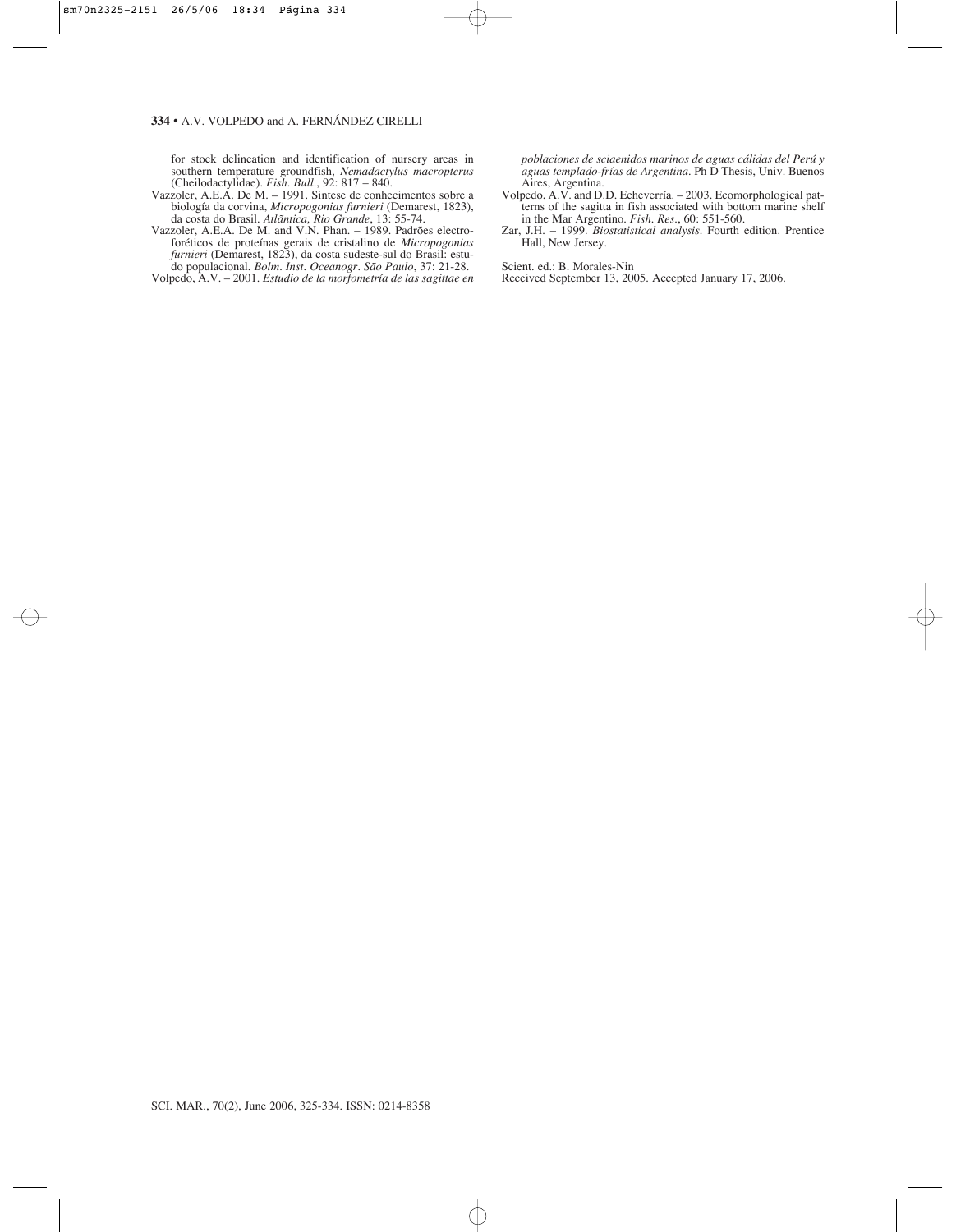for stock delineation and identification of nursery areas in southern temperature groundfish, *Nemadactylus macropterus* (Cheilodactylidae). *Fish. Bull.*, 92: 817 – 840.

Vazzoler, A.E.A. De M. – 1991. Sintese de conhecimentos sobre a biología da corvina, *Micropogonias furnieri* (Demarest, 1823), da costa do Brasil. *Atlãntica, Rio Grande*, 13: 55-74.

Vazzoler, A.E.A. De M. and V.N. Phan. – 1989. Padrões electroforéticos de proteínas gerais de cristalino de *Micropogonias furnieri* (Demarest, 1823), da costa sudeste-sul do Brasil: estudo populacional. *Bolm. Inst. Oceanogr. São Paulo*, 37: 21-28.

Volpedo, A.V. – 2001. *Estudio de la morfometría de las sagittae en poblaciones de sciaenidos marinos de aguas cálidas del Perú y aguas templado-frías de Argentina*. Ph D Thesis, Univ. Buenos Aires, Argentina.

Volpedo, A.V. and D.D. Echeverría. – 2003. Ecomorphological patterns of the sagitta in fish associated with bottom marine shelf in the Mar Argentino. *Fish. Res.*, 60: 551-560.

Zar, J.H. – 1999. *Biostatistical analysis*. Fourth edition. Prentice Hall, New Jersey.

Scient. ed.: B. Morales-Nin

Received September 13, 2005. Accepted January 17, 2006.